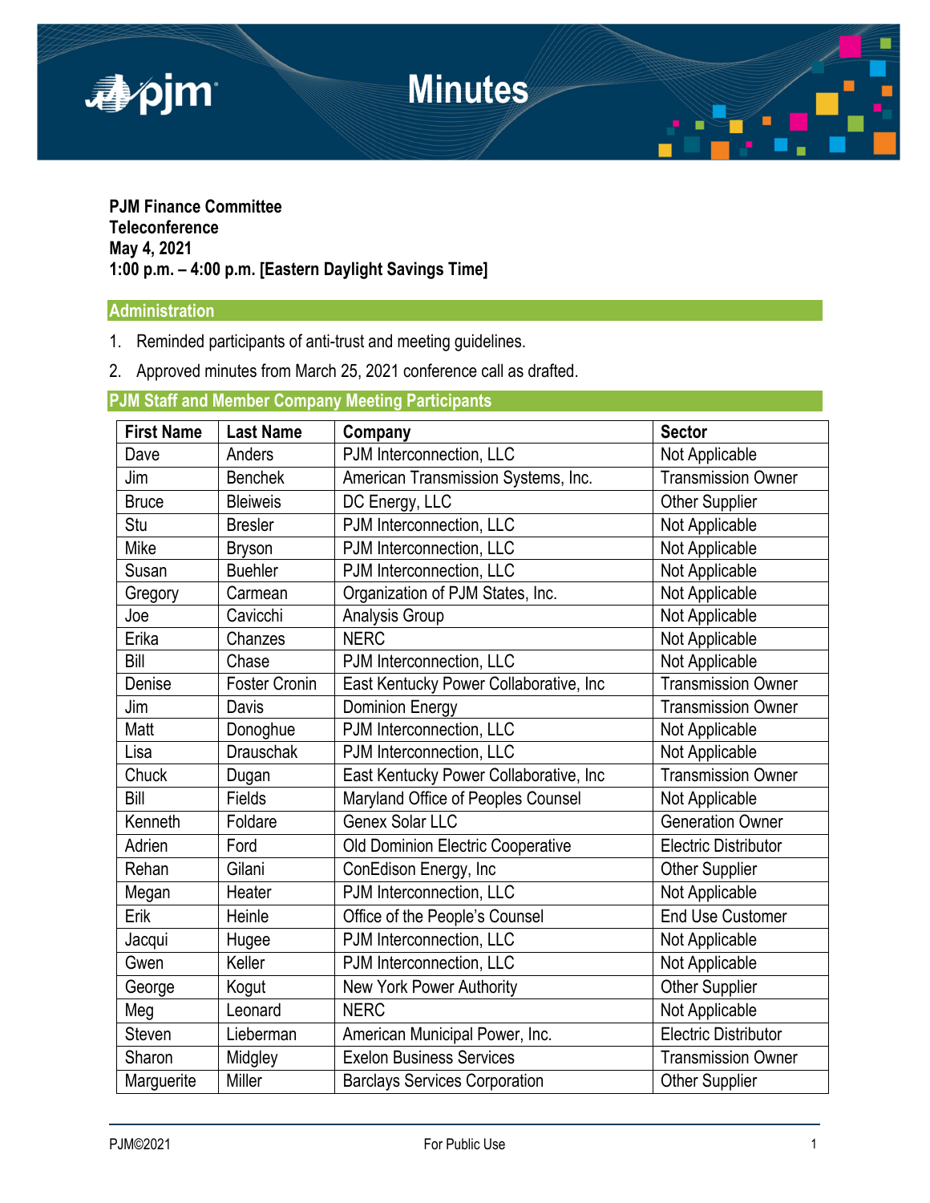# Minutes

**PJM Finance Committee**
**Teleconference**
**May 4, 2021**
**1:00 p.m. – 4:00 p.m. [Eastern Daylight Savings Time]**

## Administration

1. Reminded participants of anti-trust and meeting guidelines.
2. Approved minutes from March 25, 2021 conference call as drafted.

## PJM Staff and Member Company Meeting Participants

| First Name | Last Name | Company | Sector |
|---|---|---|---|
| Dave | Anders | PJM Interconnection, LLC | Not Applicable |
| Jim | Benchek | American Transmission Systems, Inc. | Transmission Owner |
| Bruce | Bleiweis | DC Energy, LLC | Other Supplier |
| Stu | Bresler | PJM Interconnection, LLC | Not Applicable |
| Mike | Bryson | PJM Interconnection, LLC | Not Applicable |
| Susan | Buehler | PJM Interconnection, LLC | Not Applicable |
| Gregory | Carmean | Organization of PJM States, Inc. | Not Applicable |
| Joe | Cavicchi | Analysis Group | Not Applicable |
| Erika | Chanzes | NERC | Not Applicable |
| Bill | Chase | PJM Interconnection, LLC | Not Applicable |
| Denise | Foster Cronin | East Kentucky Power Collaborative, Inc | Transmission Owner |
| Jim | Davis | Dominion Energy | Transmission Owner |
| Matt | Donoghue | PJM Interconnection, LLC | Not Applicable |
| Lisa | Drauschak | PJM Interconnection, LLC | Not Applicable |
| Chuck | Dugan | East Kentucky Power Collaborative, Inc | Transmission Owner |
| Bill | Fields | Maryland Office of Peoples Counsel | Not Applicable |
| Kenneth | Foldare | Genex Solar LLC | Generation Owner |
| Adrien | Ford | Old Dominion Electric Cooperative | Electric Distributor |
| Rehan | Gilani | ConEdison Energy, Inc | Other Supplier |
| Megan | Heater | PJM Interconnection, LLC | Not Applicable |
| Erik | Heinle | Office of the People's Counsel | End Use Customer |
| Jacqui | Hugee | PJM Interconnection, LLC | Not Applicable |
| Gwen | Keller | PJM Interconnection, LLC | Not Applicable |
| George | Kogut | New York Power Authority | Other Supplier |
| Meg | Leonard | NERC | Not Applicable |
| Steven | Lieberman | American Municipal Power, Inc. | Electric Distributor |
| Sharon | Midgley | Exelon Business Services | Transmission Owner |
| Marguerite | Miller | Barclays Services Corporation | Other Supplier |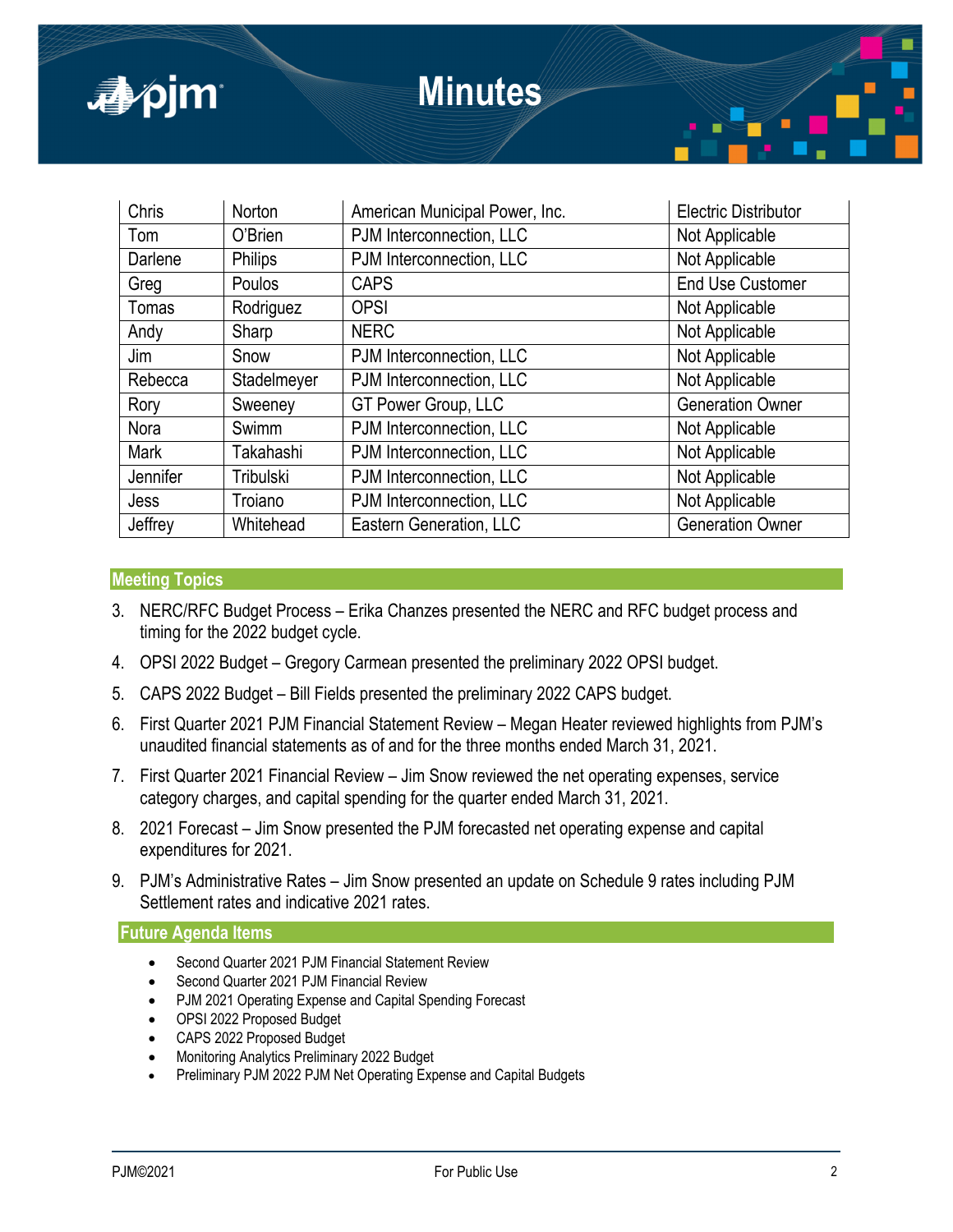| Chris | Norton | American Municipal Power, Inc. | Electric Distributor |
|---|---|---|---|
| Tom | O'Brien | PJM Interconnection, LLC | Not Applicable |
| Darlene | Philips | PJM Interconnection, LLC | Not Applicable |
| Greg | Poulos | CAPS | End Use Customer |
| Tomas | Rodriguez | OPSI | Not Applicable |
| Andy | Sharp | NERC | Not Applicable |
| Jim | Snow | PJM Interconnection, LLC | Not Applicable |
| Rebecca | Stadelmeyer | PJM Interconnection, LLC | Not Applicable |
| Rory | Sweeney | GT Power Group, LLC | Generation Owner |
| Nora | Swimm | PJM Interconnection, LLC | Not Applicable |
| Mark | Takahashi | PJM Interconnection, LLC | Not Applicable |
| Jennifer | Tribulski | PJM Interconnection, LLC | Not Applicable |
| Jess | Troiano | PJM Interconnection, LLC | Not Applicable |
| Jeffrey | Whitehead | Eastern Generation, LLC | Generation Owner |

## Meeting Topics

3. NERC/RFC Budget Process – Erika Chanzes presented the NERC and RFC budget process and timing for the 2022 budget cycle.
4. OPSI 2022 Budget – Gregory Carmean presented the preliminary 2022 OPSI budget.
5. CAPS 2022 Budget – Bill Fields presented the preliminary 2022 CAPS budget.
6. First Quarter 2021 PJM Financial Statement Review – Megan Heater reviewed highlights from PJM's unaudited financial statements as of and for the three months ended March 31, 2021.
7. First Quarter 2021 Financial Review – Jim Snow reviewed the net operating expenses, service category charges, and capital spending for the quarter ended March 31, 2021.
8. 2021 Forecast – Jim Snow presented the PJM forecasted net operating expense and capital expenditures for 2021.
9. PJM's Administrative Rates – Jim Snow presented an update on Schedule 9 rates including PJM Settlement rates and indicative 2021 rates.

## Future Agenda Items

- Second Quarter 2021 PJM Financial Statement Review
- Second Quarter 2021 PJM Financial Review
- PJM 2021 Operating Expense and Capital Spending Forecast
- OPSI 2022 Proposed Budget
- CAPS 2022 Proposed Budget
- Monitoring Analytics Preliminary 2022 Budget
- Preliminary PJM 2022 PJM Net Operating Expense and Capital Budgets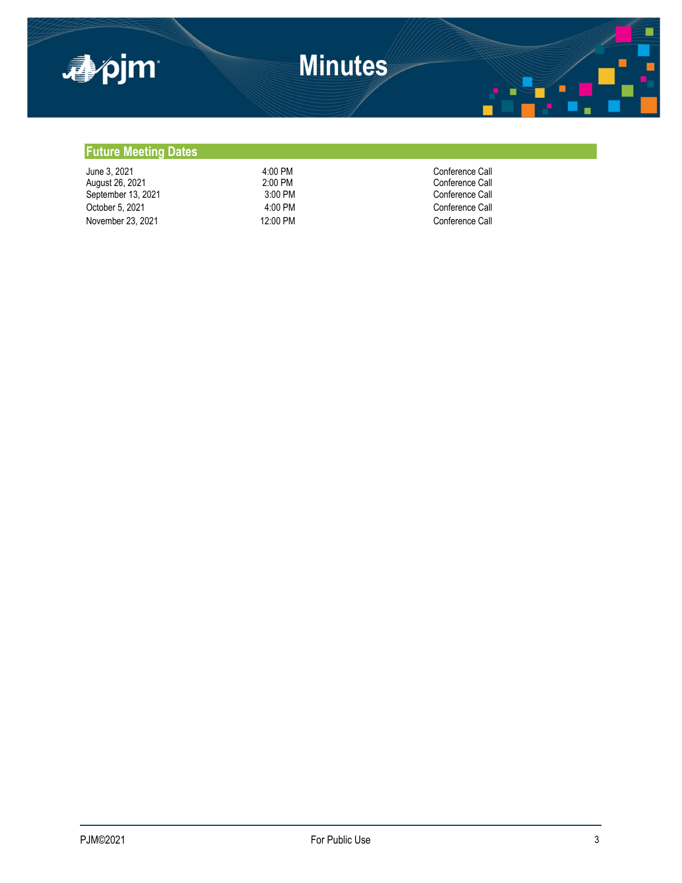## Future Meeting Dates

| | | |
|---|---|---|
| June 3, 2021 | 4:00 PM | Conference Call |
| August 26, 2021 | 2:00 PM | Conference Call |
| September 13, 2021 | 3:00 PM | Conference Call |
| October 5, 2021 | 4:00 PM | Conference Call |
| November 23, 2021 | 12:00 PM | Conference Call |